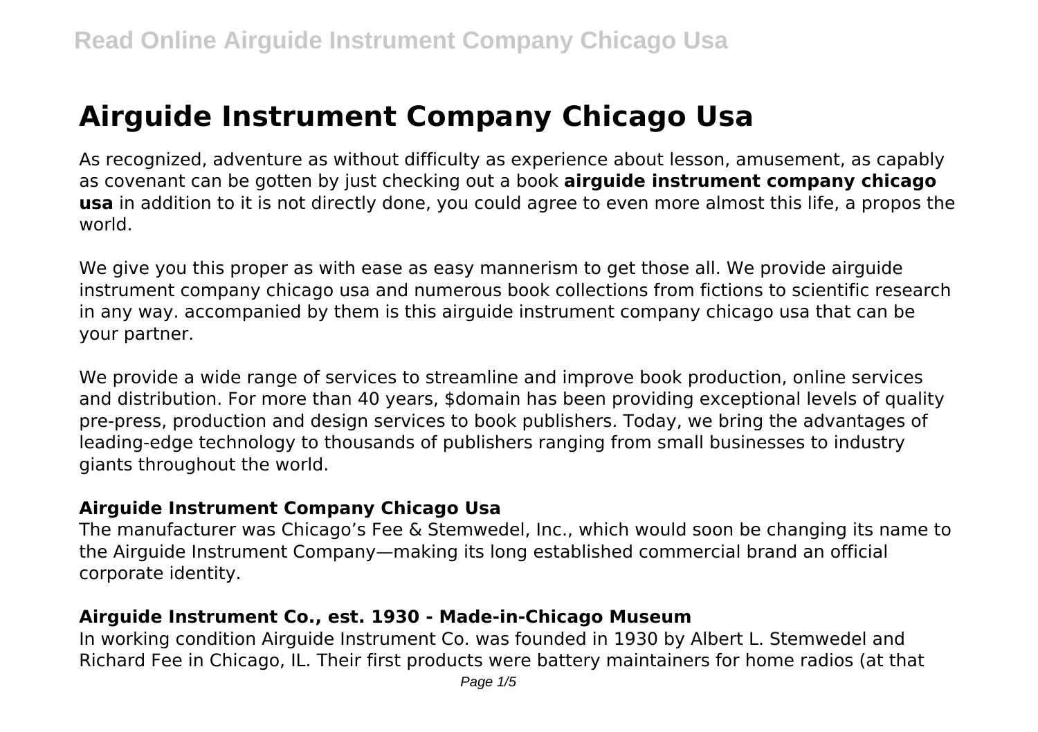# Airguide Instrument Company Chicago Usa

As recognized, adventure as without difficulty as experience about lesson, amusement, as capably as covenant can be gotten by just checking out a book **airguide instrument company chicago usa** in addition to it is not directly done, you could agree to even more almost this life, a propos the world.

We give you this proper as with ease as easy mannerism to get those all. We provide airguide instrument company chicago usa and numerous book collections from fictions to scientific research in any way. accompanied by them is this airguide instrument company chicago usa that can be your partner.

We provide a wide range of services to streamline and improve book production, online services and distribution. For more than 40 years, $domain has been providing exceptional levels of quality pre-press, production and design services to book publishers. Today, we bring the advantages of leading-edge technology to thousands of publishers ranging from small businesses to industry giants throughout the world.

### Airguide Instrument Company Chicago Usa

The manufacturer was Chicago's Fee & Stemwedel, Inc., which would soon be changing its name to the Airguide Instrument Company—making its long established commercial brand an official corporate identity.

### Airguide Instrument Co., est. 1930 - Made-in-Chicago Museum

In working condition Airguide Instrument Co. was founded in 1930 by Albert L. Stemwedel and Richard Fee in Chicago, IL. Their first products were battery maintainers for home radios (at that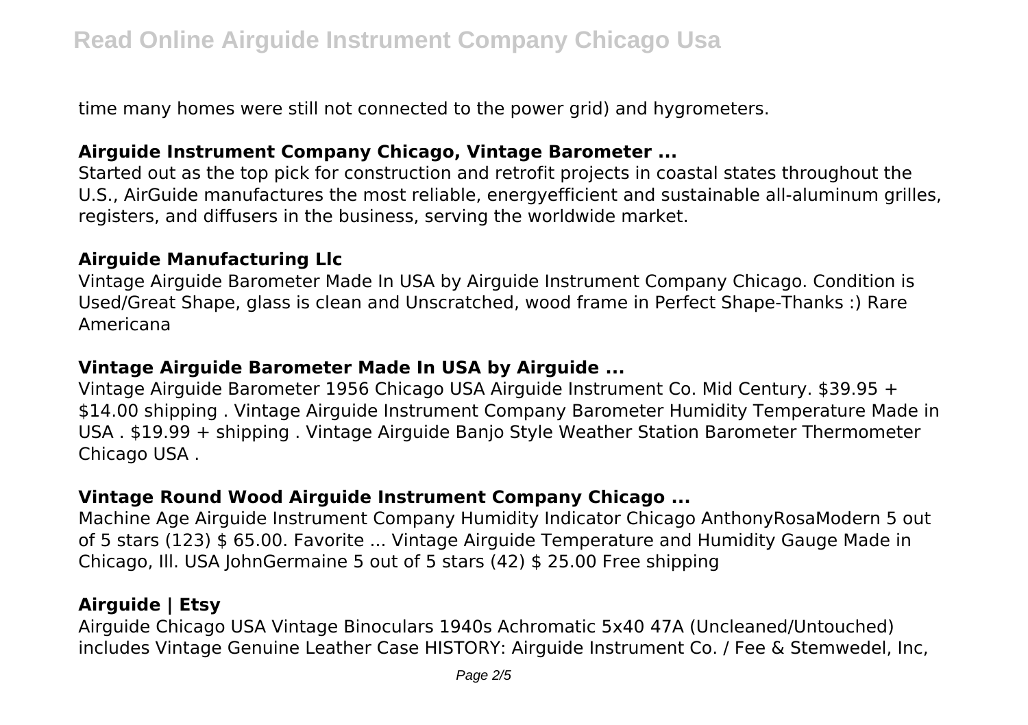time many homes were still not connected to the power grid) and hygrometers.

### Airguide Instrument Company Chicago, Vintage Barometer ...

Started out as the top pick for construction and retrofit projects in coastal states throughout the U.S., AirGuide manufactures the most reliable, energyefficient and sustainable all-aluminum grilles, registers, and diffusers in the business, serving the worldwide market.

### Airguide Manufacturing Llc

Vintage Airguide Barometer Made In USA by Airguide Instrument Company Chicago. Condition is Used/Great Shape, glass is clean and Unscratched, wood frame in Perfect Shape-Thanks :) Rare Americana

### Vintage Airguide Barometer Made In USA by Airguide ...

Vintage Airguide Barometer 1956 Chicago USA Airguide Instrument Co. Mid Century. $39.95 + $14.00 shipping . Vintage Airguide Instrument Company Barometer Humidity Temperature Made in USA . $19.99 + shipping . Vintage Airguide Banjo Style Weather Station Barometer Thermometer Chicago USA .

### Vintage Round Wood Airguide Instrument Company Chicago ...

Machine Age Airguide Instrument Company Humidity Indicator Chicago AnthonyRosaModern 5 out of 5 stars (123) $ 65.00. Favorite ... Vintage Airguide Temperature and Humidity Gauge Made in Chicago, Ill. USA JohnGermaine 5 out of 5 stars (42) $ 25.00 Free shipping

### Airguide | Etsy

Airguide Chicago USA Vintage Binoculars 1940s Achromatic 5x40 47A (Uncleaned/Untouched) includes Vintage Genuine Leather Case HISTORY: Airguide Instrument Co. / Fee & Stemwedel, Inc,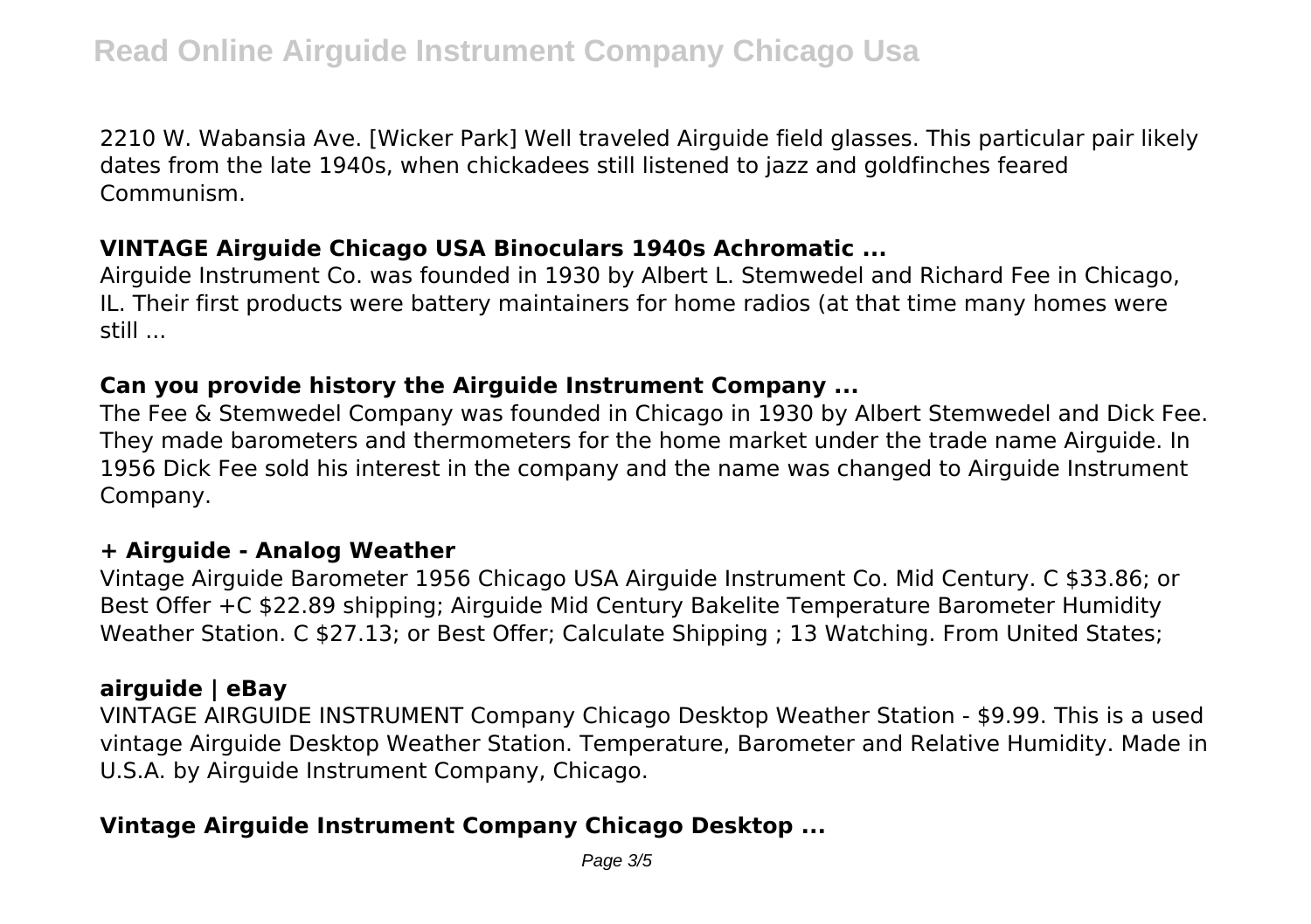2210 W. Wabansia Ave. [Wicker Park] Well traveled Airguide field glasses. This particular pair likely dates from the late 1940s, when chickadees still listened to jazz and goldfinches feared Communism.

### VINTAGE Airguide Chicago USA Binoculars 1940s Achromatic ...

Airguide Instrument Co. was founded in 1930 by Albert L. Stemwedel and Richard Fee in Chicago, IL. Their first products were battery maintainers for home radios (at that time many homes were still ...

### Can you provide history the Airguide Instrument Company ...

The Fee & Stemwedel Company was founded in Chicago in 1930 by Albert Stemwedel and Dick Fee. They made barometers and thermometers for the home market under the trade name Airguide. In 1956 Dick Fee sold his interest in the company and the name was changed to Airguide Instrument Company.

### + Airguide - Analog Weather

Vintage Airguide Barometer 1956 Chicago USA Airguide Instrument Co. Mid Century. C $33.86; or Best Offer +C $22.89 shipping; Airguide Mid Century Bakelite Temperature Barometer Humidity Weather Station. C $27.13; or Best Offer; Calculate Shipping ; 13 Watching. From United States;

### airguide | eBay

VINTAGE AIRGUIDE INSTRUMENT Company Chicago Desktop Weather Station - $9.99. This is a used vintage Airguide Desktop Weather Station. Temperature, Barometer and Relative Humidity. Made in U.S.A. by Airguide Instrument Company, Chicago.

### Vintage Airguide Instrument Company Chicago Desktop ...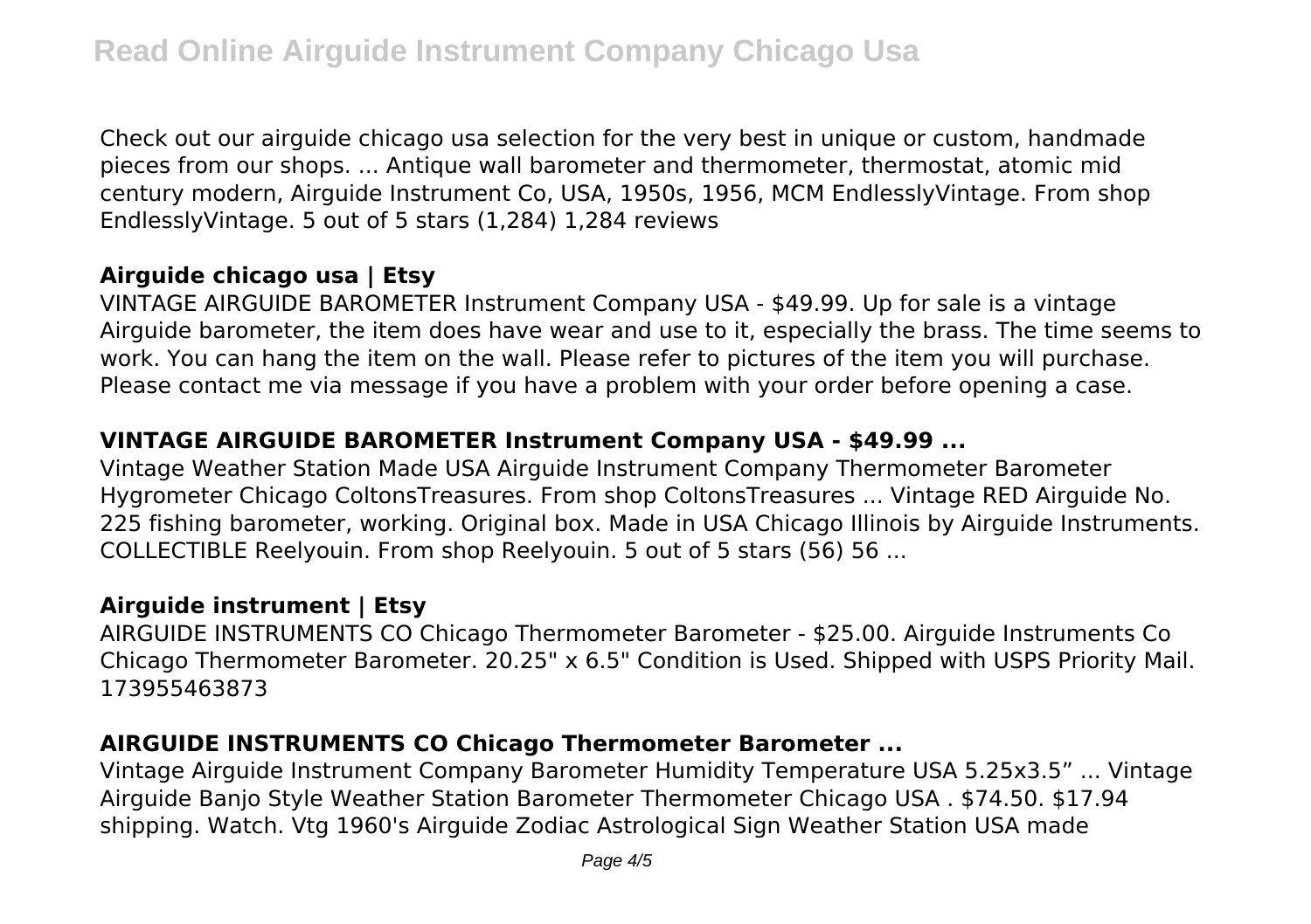Check out our airguide chicago usa selection for the very best in unique or custom, handmade pieces from our shops. ... Antique wall barometer and thermometer, thermostat, atomic mid century modern, Airguide Instrument Co, USA, 1950s, 1956, MCM EndlesslyVintage. From shop EndlesslyVintage. 5 out of 5 stars (1,284) 1,284 reviews

### **Airguide chicago usa | Etsy**

VINTAGE AIRGUIDE BAROMETER Instrument Company USA - $49.99. Up for sale is a vintage Airguide barometer, the item does have wear and use to it, especially the brass. The time seems to work. You can hang the item on the wall. Please refer to pictures of the item you will purchase. Please contact me via message if you have a problem with your order before opening a case.

### **VINTAGE AIRGUIDE BAROMETER Instrument Company USA - $49.99 ...**

Vintage Weather Station Made USA Airguide Instrument Company Thermometer Barometer Hygrometer Chicago ColtonsTreasures. From shop ColtonsTreasures ... Vintage RED Airguide No. 225 fishing barometer, working. Original box. Made in USA Chicago Illinois by Airguide Instruments. COLLECTIBLE Reelyouin. From shop Reelyouin. 5 out of 5 stars (56) 56 ...

### **Airguide instrument | Etsy**

AIRGUIDE INSTRUMENTS CO Chicago Thermometer Barometer - $25.00. Airguide Instruments Co Chicago Thermometer Barometer. 20.25" x 6.5" Condition is Used. Shipped with USPS Priority Mail. 173955463873

### **AIRGUIDE INSTRUMENTS CO Chicago Thermometer Barometer ...**

Vintage Airguide Instrument Company Barometer Humidity Temperature USA 5.25x3.5” ... Vintage Airguide Banjo Style Weather Station Barometer Thermometer Chicago USA . $74.50. $17.94 shipping. Watch. Vtg 1960's Airguide Zodiac Astrological Sign Weather Station USA made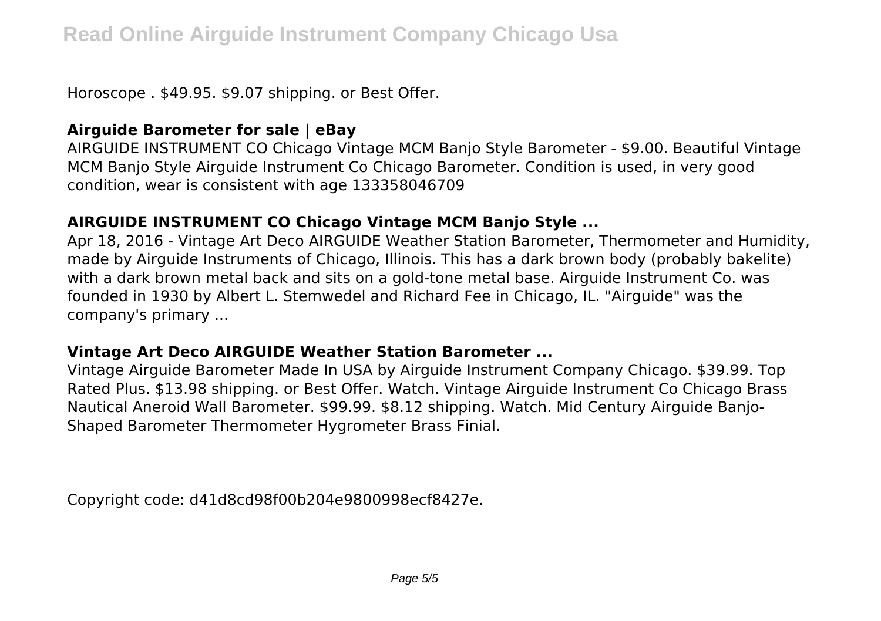Horoscope . $49.95. $9.07 shipping. or Best Offer.

### Airguide Barometer for sale | eBay

AIRGUIDE INSTRUMENT CO Chicago Vintage MCM Banjo Style Barometer - $9.00. Beautiful Vintage MCM Banjo Style Airguide Instrument Co Chicago Barometer. Condition is used, in very good condition, wear is consistent with age 133358046709

### AIRGUIDE INSTRUMENT CO Chicago Vintage MCM Banjo Style ...

Apr 18, 2016 - Vintage Art Deco AIRGUIDE Weather Station Barometer, Thermometer and Humidity, made by Airguide Instruments of Chicago, Illinois. This has a dark brown body (probably bakelite) with a dark brown metal back and sits on a gold-tone metal base. Airguide Instrument Co. was founded in 1930 by Albert L. Stemwedel and Richard Fee in Chicago, IL. "Airguide" was the company's primary ...

### Vintage Art Deco AIRGUIDE Weather Station Barometer ...

Vintage Airguide Barometer Made In USA by Airguide Instrument Company Chicago. $39.99. Top Rated Plus. $13.98 shipping. or Best Offer. Watch. Vintage Airguide Instrument Co Chicago Brass Nautical Aneroid Wall Barometer. $99.99. $8.12 shipping. Watch. Mid Century Airguide Banjo-Shaped Barometer Thermometer Hygrometer Brass Finial.

Copyright code: d41d8cd98f00b204e9800998ecf8427e.